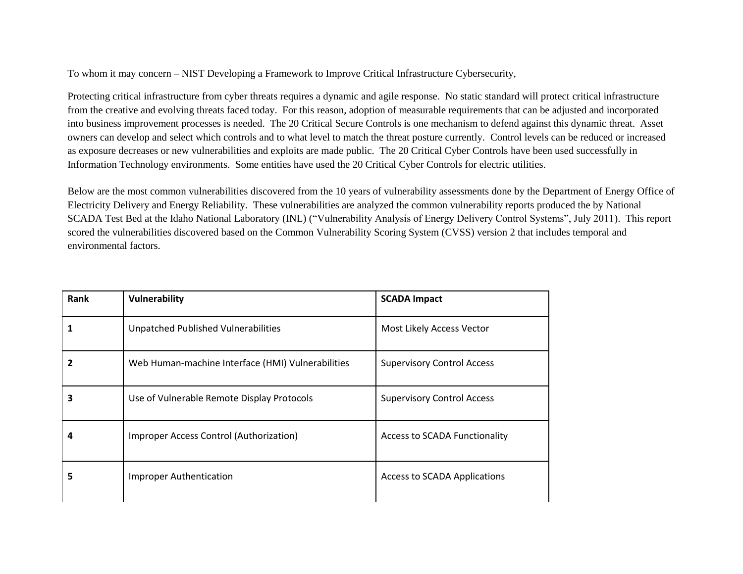To whom it may concern – NIST Developing a Framework to Improve Critical Infrastructure Cybersecurity,

Protecting critical infrastructure from cyber threats requires a dynamic and agile response. No static standard will protect critical infrastructure from the creative and evolving threats faced today. For this reason, adoption of measurable requirements that can be adjusted and incorporated into business improvement processes is needed. The 20 Critical Secure Controls is one mechanism to defend against this dynamic threat. Asset owners can develop and select which controls and to what level to match the threat posture currently. Control levels can be reduced or increased as exposure decreases or new vulnerabilities and exploits are made public. The 20 Critical Cyber Controls have been used successfully in Information Technology environments. Some entities have used the 20 Critical Cyber Controls for electric utilities.

Below are the most common vulnerabilities discovered from the 10 years of vulnerability assessments done by the Department of Energy Office of Electricity Delivery and Energy Reliability. These vulnerabilities are analyzed the common vulnerability reports produced the by National SCADA Test Bed at the Idaho National Laboratory (INL) ("Vulnerability Analysis of Energy Delivery Control Systems", July 2011). This report scored the vulnerabilities discovered based on the Common Vulnerability Scoring System (CVSS) version 2 that includes temporal and environmental factors.

| Rank | Vulnerability | SCADA Impact |
|---|---|---|
| 1 | Unpatched Published Vulnerabilities | Most Likely Access Vector |
| 2 | Web Human-machine Interface (HMI) Vulnerabilities | Supervisory Control Access |
| 3 | Use of Vulnerable Remote Display Protocols | Supervisory Control Access |
| 4 | Improper Access Control (Authorization) | Access to SCADA Functionality |
| 5 | Improper Authentication | Access to SCADA Applications |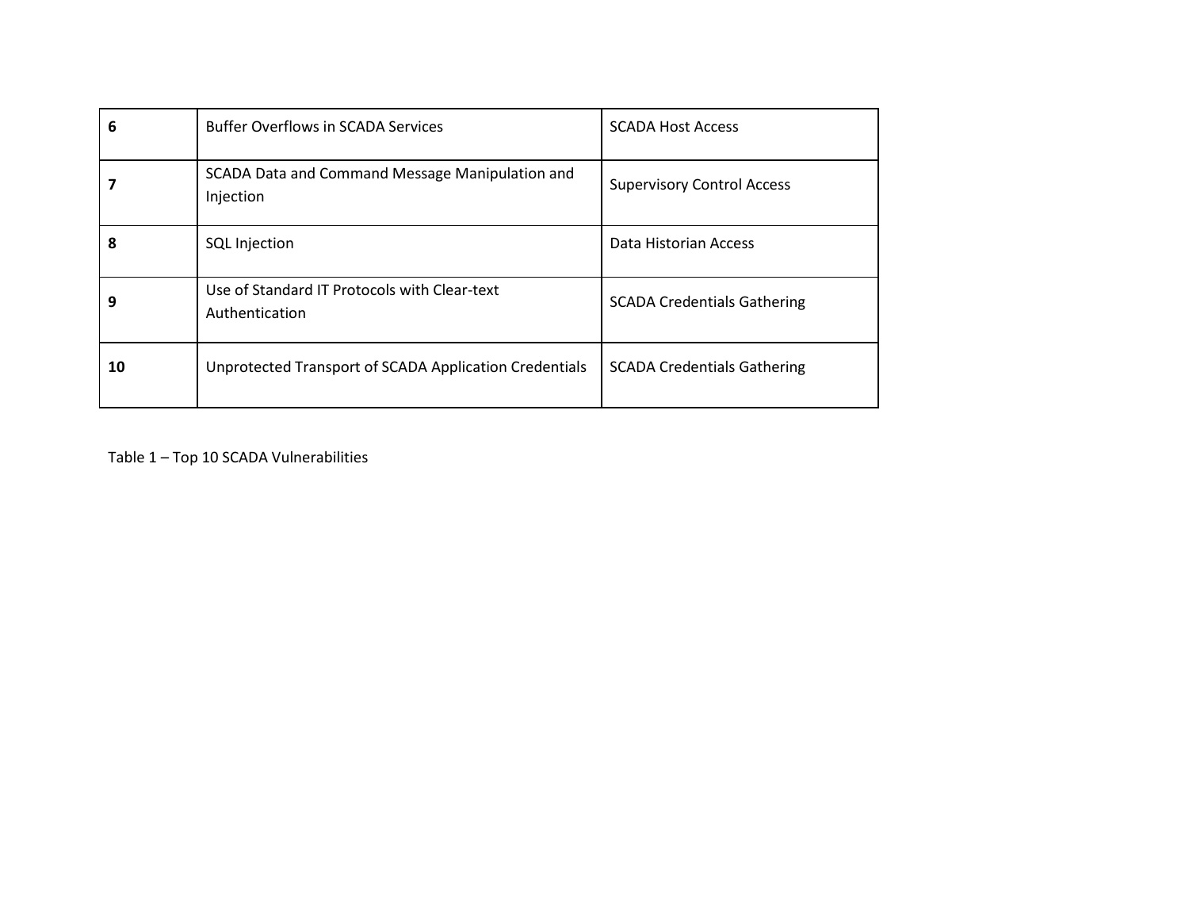| 6 | Buffer Overflows in SCADA Services | SCADA Host Access |
|---|---|---|
| 7 | SCADA Data and Command Message Manipulation and Injection | Supervisory Control Access |
| 8 | SQL Injection | Data Historian Access |
| 9 | Use of Standard IT Protocols with Clear-text Authentication | SCADA Credentials Gathering |
| 10 | Unprotected Transport of SCADA Application Credentials | SCADA Credentials Gathering |

Table 1 – Top 10 SCADA Vulnerabilities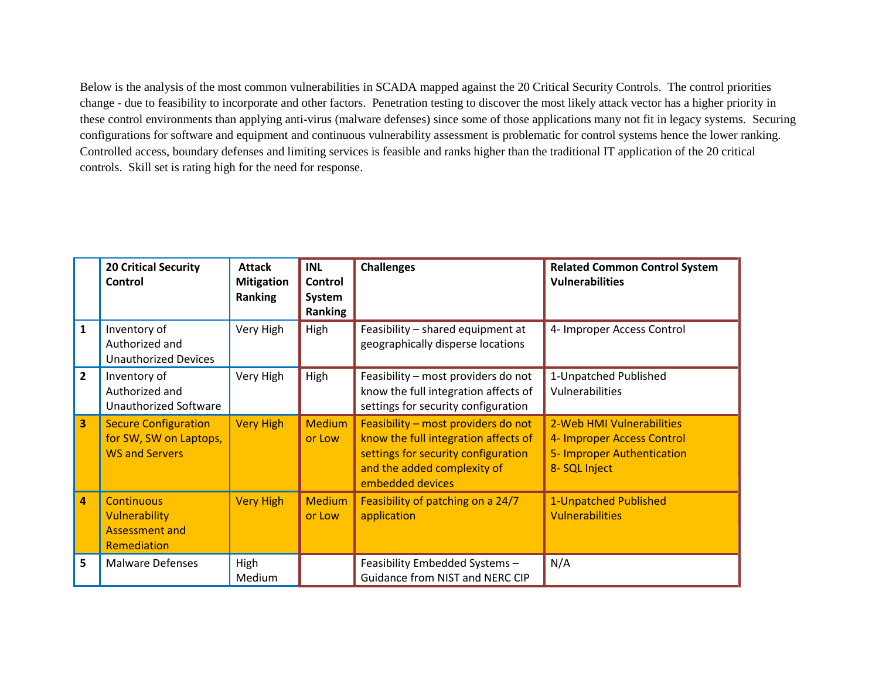Below is the analysis of the most common vulnerabilities in SCADA mapped against the 20 Critical Security Controls. The control priorities change - due to feasibility to incorporate and other factors. Penetration testing to discover the most likely attack vector has a higher priority in these control environments than applying anti-virus (malware defenses) since some of those applications many not fit in legacy systems. Securing configurations for software and equipment and continuous vulnerability assessment is problematic for control systems hence the lower ranking. Controlled access, boundary defenses and limiting services is feasible and ranks higher than the traditional IT application of the 20 critical controls. Skill set is rating high for the need for response.

| | 20 Critical Security Control | Attack Mitigation Ranking | INL Control System Ranking | Challenges | Related Common Control System Vulnerabilities |
|---|---|---|---|---|---|
| 1 | Inventory of Authorized and Unauthorized Devices | Very High | High | Feasibility – shared equipment at geographically disperse locations | 4- Improper Access Control |
| 2 | Inventory of Authorized and Unauthorized Software | Very High | High | Feasibility – most providers do not know the full integration affects of settings for security configuration | 1-Unpatched Published Vulnerabilities |
| 3 | Secure Configuration for SW, SW on Laptops, WS and Servers | Very High | Medium or Low | Feasibility – most providers do not know the full integration affects of settings for security configuration and the added complexity of embedded devices | 2-Web HMI Vulnerabilities<br>4- Improper Access Control<br>5- Improper Authentication<br>8- SQL Inject |
| 4 | Continuous Vulnerability Assessment and Remediation | Very High | Medium or Low | Feasibility of patching on a 24/7 application | 1-Unpatched Published Vulnerabilities |
| 5 | Malware Defenses | High Medium | | Feasibility Embedded Systems – Guidance from NIST and NERC CIP | N/A |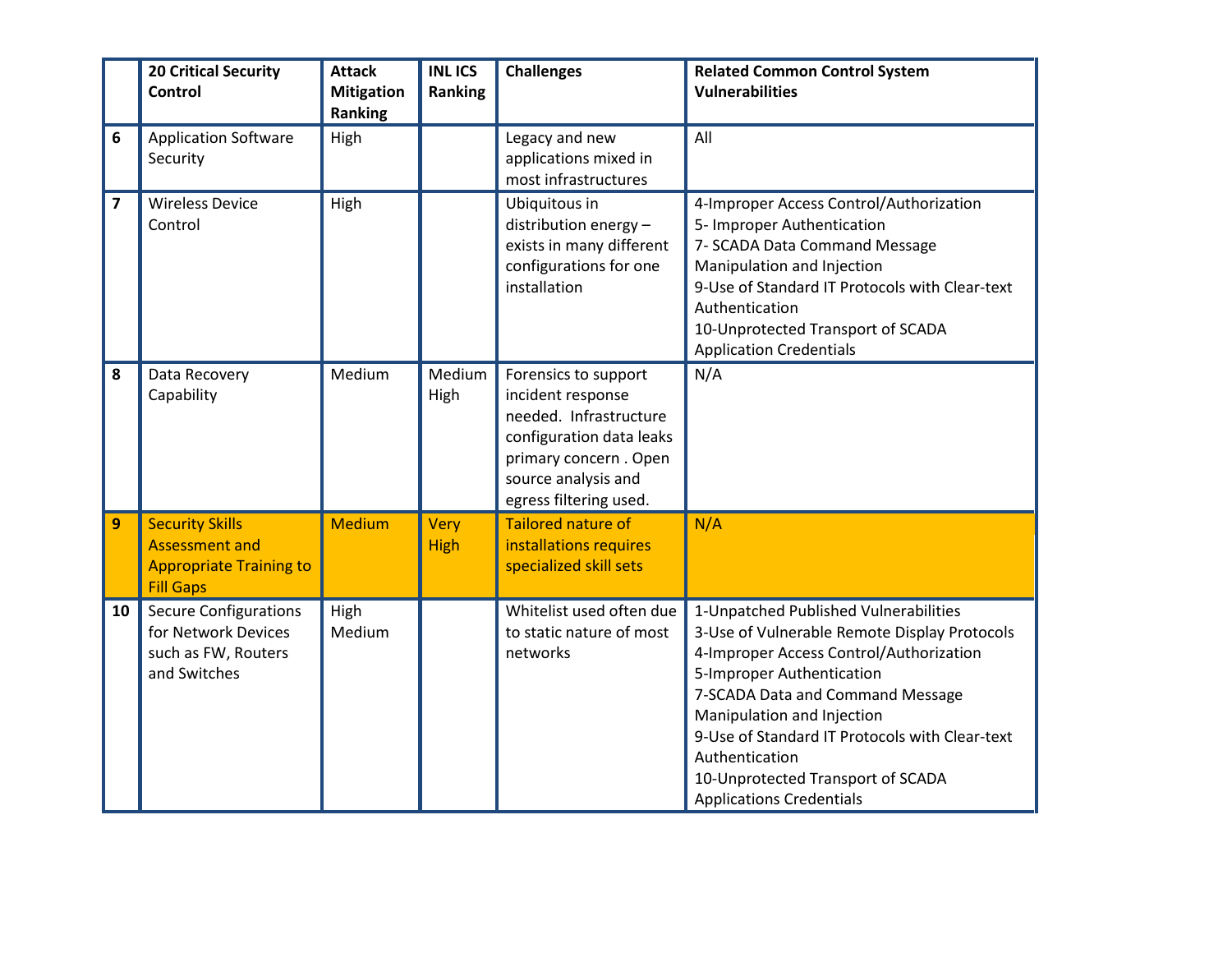| | 20 Critical Security Control | Attack Mitigation Ranking | INL ICS Ranking | Challenges | Related Common Control System Vulnerabilities |
|---|---|---|---|---|---|
| **6** | Application Software Security | High | | Legacy and new applications mixed in most infrastructures | All |
| **7** | Wireless Device Control | High | | Ubiquitous in distribution energy – exists in many different configurations for one installation | 4-Improper Access Control/Authorization<br>5- Improper Authentication<br>7- SCADA Data Command Message Manipulation and Injection<br>9-Use of Standard IT Protocols with Clear-text Authentication<br>10-Unprotected Transport of SCADA Application Credentials |
| **8** | Data Recovery Capability | Medium | Medium High | Forensics to support incident response needed. Infrastructure configuration data leaks primary concern . Open source analysis and egress filtering used. | N/A |
| **9** | Security Skills Assessment and Appropriate Training to Fill Gaps | Medium | Very High | Tailored nature of installations requires specialized skill sets | N/A |
| **10** | Secure Configurations for Network Devices such as FW, Routers and Switches | High Medium | | Whitelist used often due to static nature of most networks | 1-Unpatched Published Vulnerabilities<br>3-Use of Vulnerable Remote Display Protocols<br>4-Improper Access Control/Authorization<br>5-Improper Authentication<br>7-SCADA Data and Command Message Manipulation and Injection<br>9-Use of Standard IT Protocols with Clear-text Authentication<br>10-Unprotected Transport of SCADA Applications Credentials |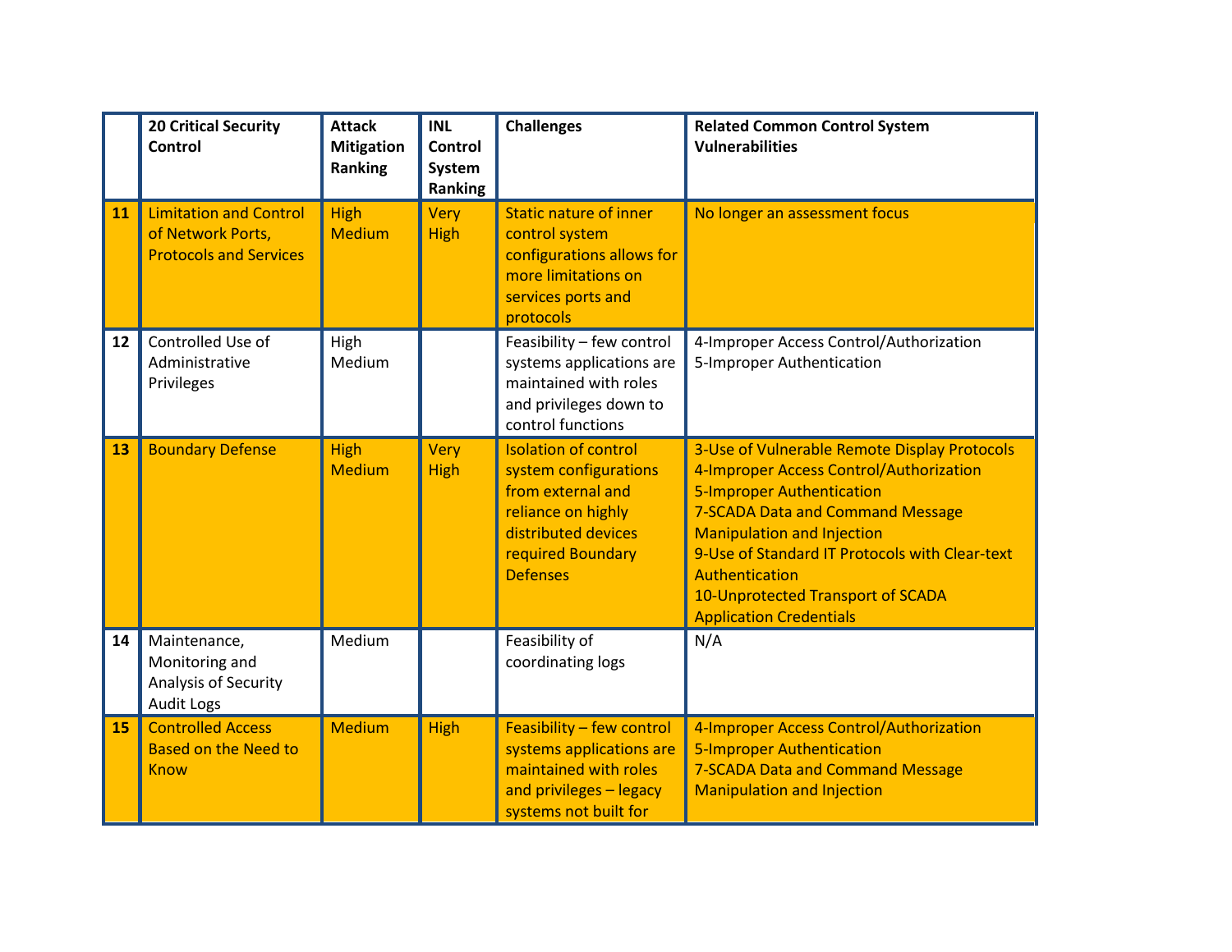| | 20 Critical Security Control | Attack Mitigation Ranking | INL Control System Ranking | Challenges | Related Common Control System Vulnerabilities |
|---|---|---|---|---|---|
| 11 | Limitation and Control of Network Ports, Protocols and Services | High Medium | Very High | Static nature of inner control system configurations allows for more limitations on services ports and protocols | No longer an assessment focus |
| 12 | Controlled Use of Administrative Privileges | High Medium | | Feasibility – few control systems applications are maintained with roles and privileges down to control functions | 4-Improper Access Control/Authorization<br>5-Improper Authentication |
| 13 | Boundary Defense | High Medium | Very High | Isolation of control system configurations from external and reliance on highly distributed devices required Boundary Defenses | 3-Use of Vulnerable Remote Display Protocols<br>4-Improper Access Control/Authorization<br>5-Improper Authentication<br>7-SCADA Data and Command Message Manipulation and Injection<br>9-Use of Standard IT Protocols with Clear-text Authentication<br>10-Unprotected Transport of SCADA Application Credentials |
| 14 | Maintenance, Monitoring and Analysis of Security Audit Logs | Medium | | Feasibility of coordinating logs | N/A |
| 15 | Controlled Access Based on the Need to Know | Medium | High | Feasibility – few control systems applications are maintained with roles and privileges – legacy systems not built for | 4-Improper Access Control/Authorization<br>5-Improper Authentication<br>7-SCADA Data and Command Message Manipulation and Injection |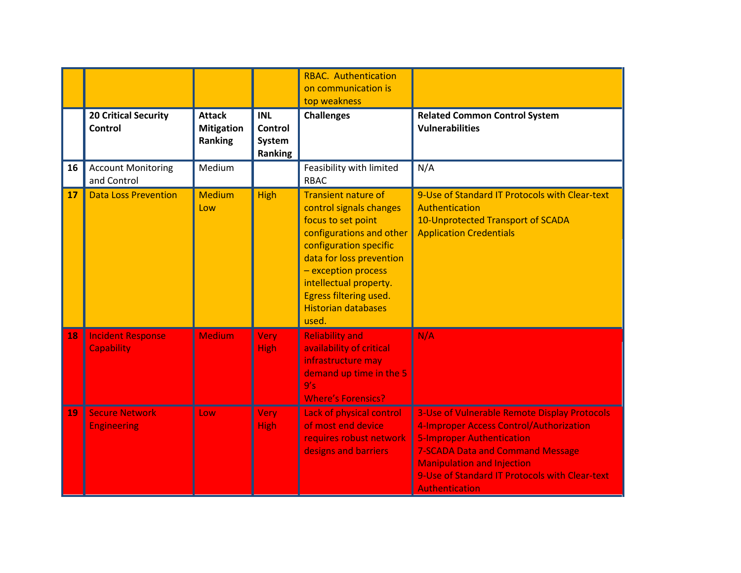| | | | | RBAC. Authentication on communication is top weakness | |
|---|---|---|---|---|---|
| | **20 Critical Security Control** | **Attack Mitigation Ranking** | **INL Control System Ranking** | **Challenges** | **Related Common Control System Vulnerabilities** |
| **16** | Account Monitoring and Control | Medium | | Feasibility with limited RBAC | N/A |
| **17** | Data Loss Prevention | Medium Low | High | Transient nature of control signals changes focus to set point configurations and other configuration specific data for loss prevention – exception process intellectual property. Egress filtering used. Historian databases used. | 9-Use of Standard IT Protocols with Clear-text Authentication<br>10-Unprotected Transport of SCADA Application Credentials |
| **18** | Incident Response Capability | Medium | Very High | Reliability and availability of critical infrastructure may demand up time in the 5 9's<br>Where's Forensics? | N/A |
| **19** | Secure Network Engineering | Low | Very High | Lack of physical control of most end device requires robust network designs and barriers | 3-Use of Vulnerable Remote Display Protocols<br>4-Improper Access Control/Authorization<br>5-Improper Authentication<br>7-SCADA Data and Command Message Manipulation and Injection<br>9-Use of Standard IT Protocols with Clear-text Authentication |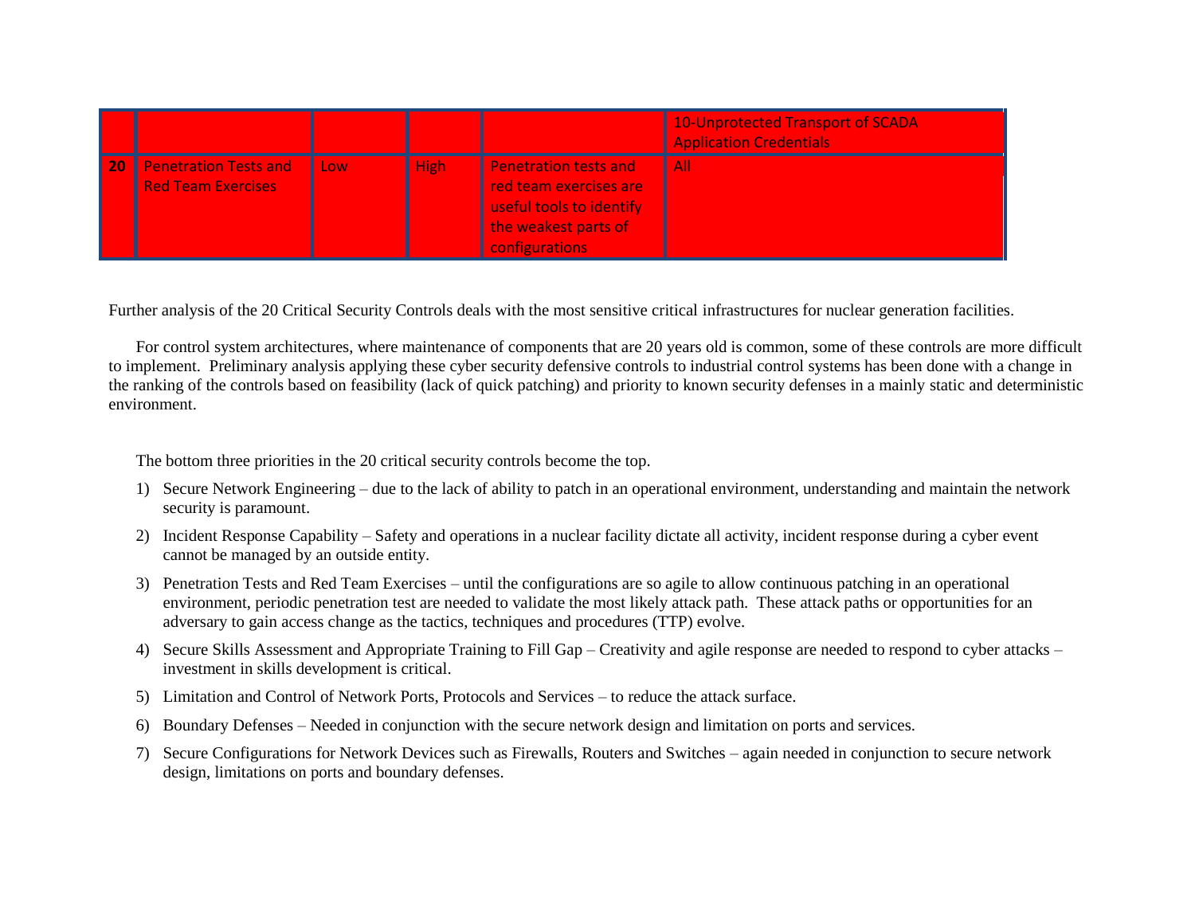|  |  |  |  |  | 10-Unprotected Transport of SCADA Application Credentials |
| --- | --- | --- | --- | --- | --- |
| **20** | Penetration Tests and Red Team Exercises | Low | High | Penetration tests and red team exercises are useful tools to identify the weakest parts of configurations | All |

Further analysis of the 20 Critical Security Controls deals with the most sensitive critical infrastructures for nuclear generation facilities.

For control system architectures, where maintenance of components that are 20 years old is common, some of these controls are more difficult to implement. Preliminary analysis applying these cyber security defensive controls to industrial control systems has been done with a change in the ranking of the controls based on feasibility (lack of quick patching) and priority to known security defenses in a mainly static and deterministic environment.

The bottom three priorities in the 20 critical security controls become the top.

1) Secure Network Engineering – due to the lack of ability to patch in an operational environment, understanding and maintain the network security is paramount.
2) Incident Response Capability – Safety and operations in a nuclear facility dictate all activity, incident response during a cyber event cannot be managed by an outside entity.
3) Penetration Tests and Red Team Exercises – until the configurations are so agile to allow continuous patching in an operational environment, periodic penetration test are needed to validate the most likely attack path. These attack paths or opportunities for an adversary to gain access change as the tactics, techniques and procedures (TTP) evolve.
4) Secure Skills Assessment and Appropriate Training to Fill Gap – Creativity and agile response are needed to respond to cyber attacks – investment in skills development is critical.
5) Limitation and Control of Network Ports, Protocols and Services – to reduce the attack surface.
6) Boundary Defenses – Needed in conjunction with the secure network design and limitation on ports and services.
7) Secure Configurations for Network Devices such as Firewalls, Routers and Switches – again needed in conjunction to secure network design, limitations on ports and boundary defenses.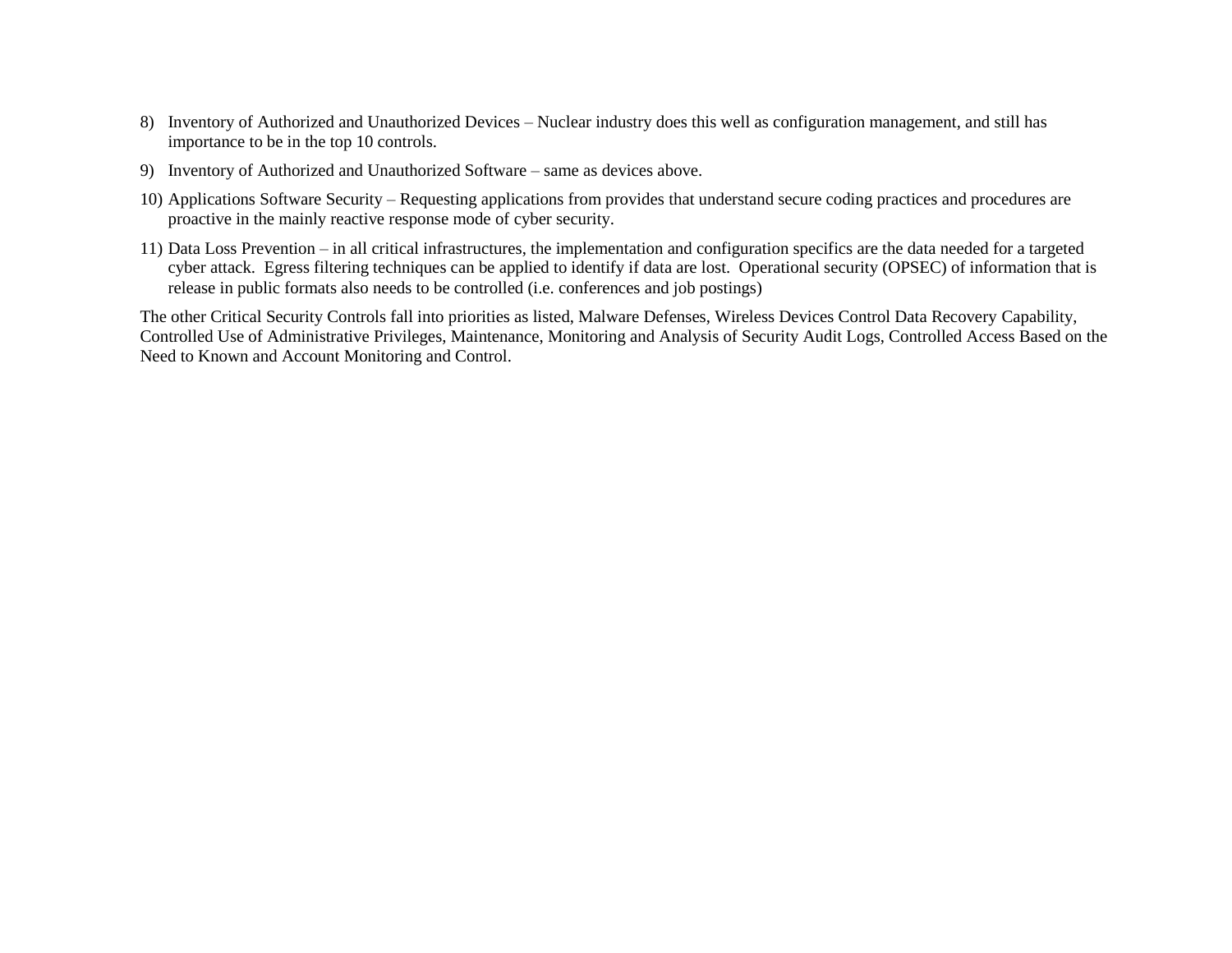8) Inventory of Authorized and Unauthorized Devices – Nuclear industry does this well as configuration management, and still has importance to be in the top 10 controls.

9) Inventory of Authorized and Unauthorized Software – same as devices above.

10) Applications Software Security – Requesting applications from provides that understand secure coding practices and procedures are proactive in the mainly reactive response mode of cyber security.

11) Data Loss Prevention – in all critical infrastructures, the implementation and configuration specifics are the data needed for a targeted cyber attack. Egress filtering techniques can be applied to identify if data are lost. Operational security (OPSEC) of information that is release in public formats also needs to be controlled (i.e. conferences and job postings)

The other Critical Security Controls fall into priorities as listed, Malware Defenses, Wireless Devices Control Data Recovery Capability, Controlled Use of Administrative Privileges, Maintenance, Monitoring and Analysis of Security Audit Logs, Controlled Access Based on the Need to Known and Account Monitoring and Control.